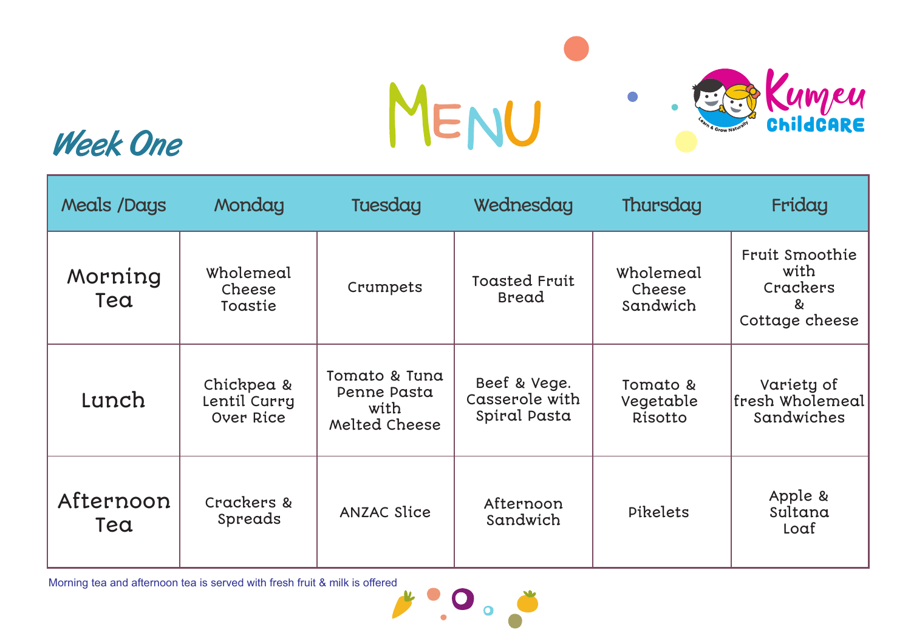# MENU

## Week One

Kumeu ChildCARE

Learn & Grow Naturally

| Meals /Days | Monday | Tuesday | Wednesday | Thursday | Friday |
|---|---|---|---|---|---|
| Morning Tea | Wholemeal Cheese Toastie | Crumpets | Toasted Fruit Bread | Wholemeal Cheese Sandwich | Fruit Smoothie with Crackers & Cottage cheese |
| Lunch | Chickpea & Lentil Curry Over Rice | Tomato & Tuna Penne Pasta with Melted Cheese | Beef & Vege. Casserole with Spiral Pasta | Tomato & Vegetable Risotto | Variety of fresh Wholemeal Sandwiches |
| Afternoon Tea | Crackers & Spreads | ANZAC Slice | Afternoon Sandwich | Pikelets | Apple & Sultana Loaf |

Morning tea and afternoon tea is served with fresh fruit & milk is offered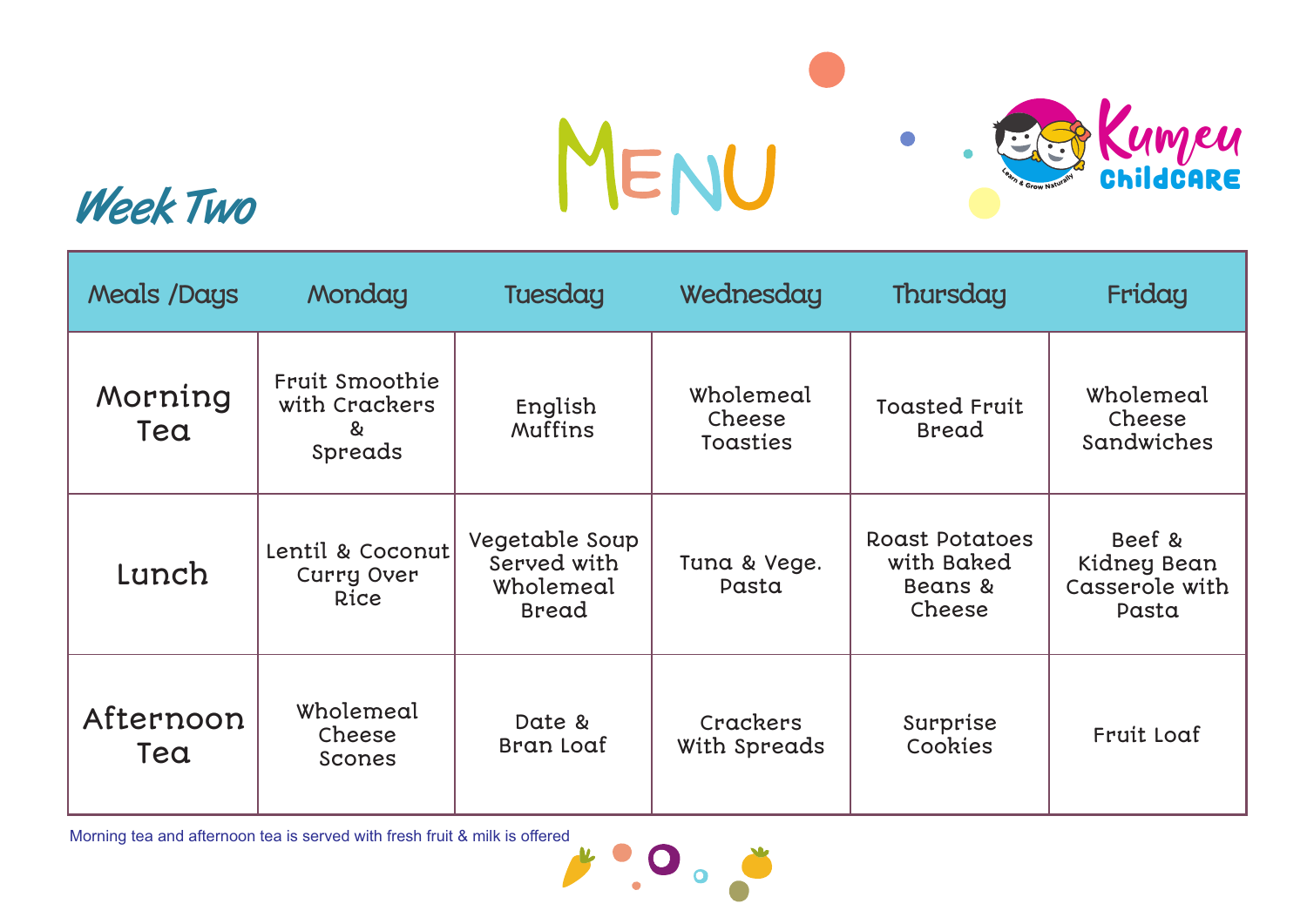# MENU

## Week Two

Kumeu ChildCARE

Learn & Grow Naturally

| Meals /Days | Monday | Tuesday | Wednesday | Thursday | Friday |
| --- | --- | --- | --- | --- | --- |
| Morning Tea | Fruit Smoothie with Crackers & Spreads | English Muffins | Wholemeal Cheese Toasties | Toasted Fruit Bread | Wholemeal Cheese Sandwiches |
| Lunch | Lentil & Coconut Curry Over Rice | Vegetable Soup Served with Wholemeal Bread | Tuna & Vege. Pasta | Roast Potatoes with Baked Beans & Cheese | Beef & Kidney Bean Casserole with Pasta |
| Afternoon Tea | Wholemeal Cheese Scones | Date & Bran Loaf | Crackers With Spreads | Surprise Cookies | Fruit Loaf |

Morning tea and afternoon tea is served with fresh fruit & milk is offered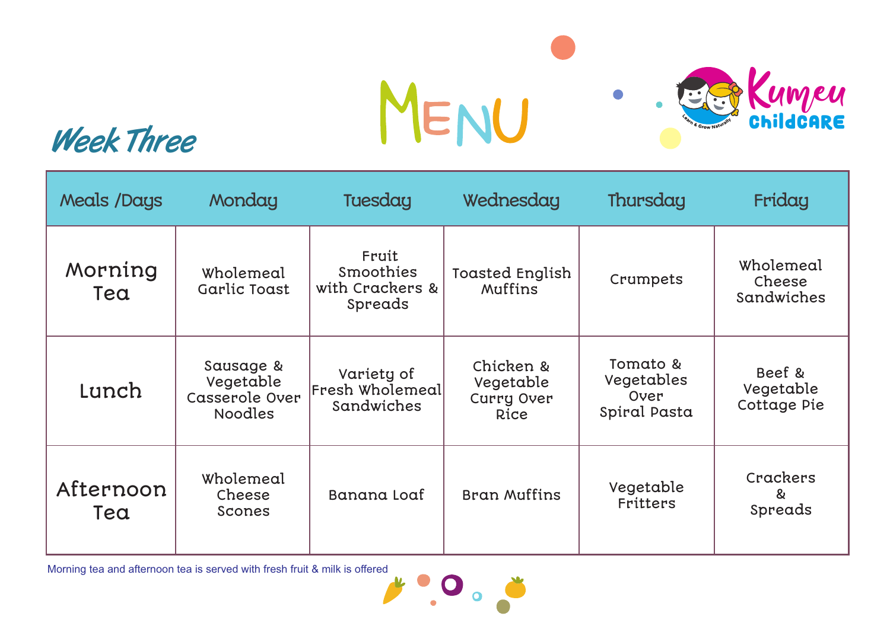# Week Three

# MENU

Kumeu ChildCARE
Learn & Grow Naturally

| Meals /Days | Monday | Tuesday | Wednesday | Thursday | Friday |
|---|---|---|---|---|---|
| Morning Tea | Wholemeal Garlic Toast | Fruit Smoothies with Crackers & Spreads | Toasted English Muffins | Crumpets | Wholemeal Cheese Sandwiches |
| Lunch | Sausage & Vegetable Casserole Over Noodles | Variety of Fresh Wholemeal Sandwiches | Chicken & Vegetable Curry Over Rice | Tomato & Vegetables Over Spiral Pasta | Beef & Vegetable Cottage Pie |
| Afternoon Tea | Wholemeal Cheese Scones | Banana Loaf | Bran Muffins | Vegetable Fritters | Crackers & Spreads |

Morning tea and afternoon tea is served with fresh fruit & milk is offered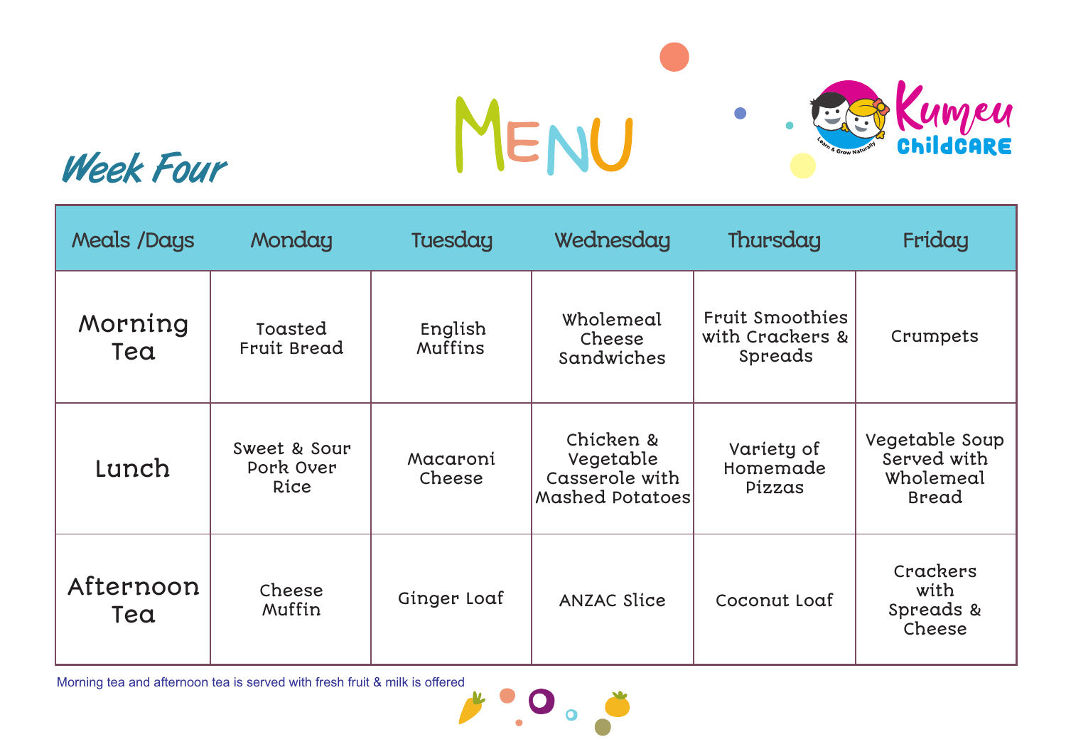# MENU

## Week Four

Kumeu ChildCARE — Learn & Grow Naturally

| Meals /Days | Monday | Tuesday | Wednesday | Thursday | Friday |
|---|---|---|---|---|---|
| Morning Tea | Toasted Fruit Bread | English Muffins | Wholemeal Cheese Sandwiches | Fruit Smoothies with Crackers & Spreads | Crumpets |
| Lunch | Sweet & Sour Pork Over Rice | Macaroni Cheese | Chicken & Vegetable Casserole with Mashed Potatoes | Variety of Homemade Pizzas | Vegetable Soup Served with Wholemeal Bread |
| Afternoon Tea | Cheese Muffin | Ginger Loaf | ANZAC Slice | Coconut Loaf | Crackers with Spreads & Cheese |

Morning tea and afternoon tea is served with fresh fruit & milk is offered